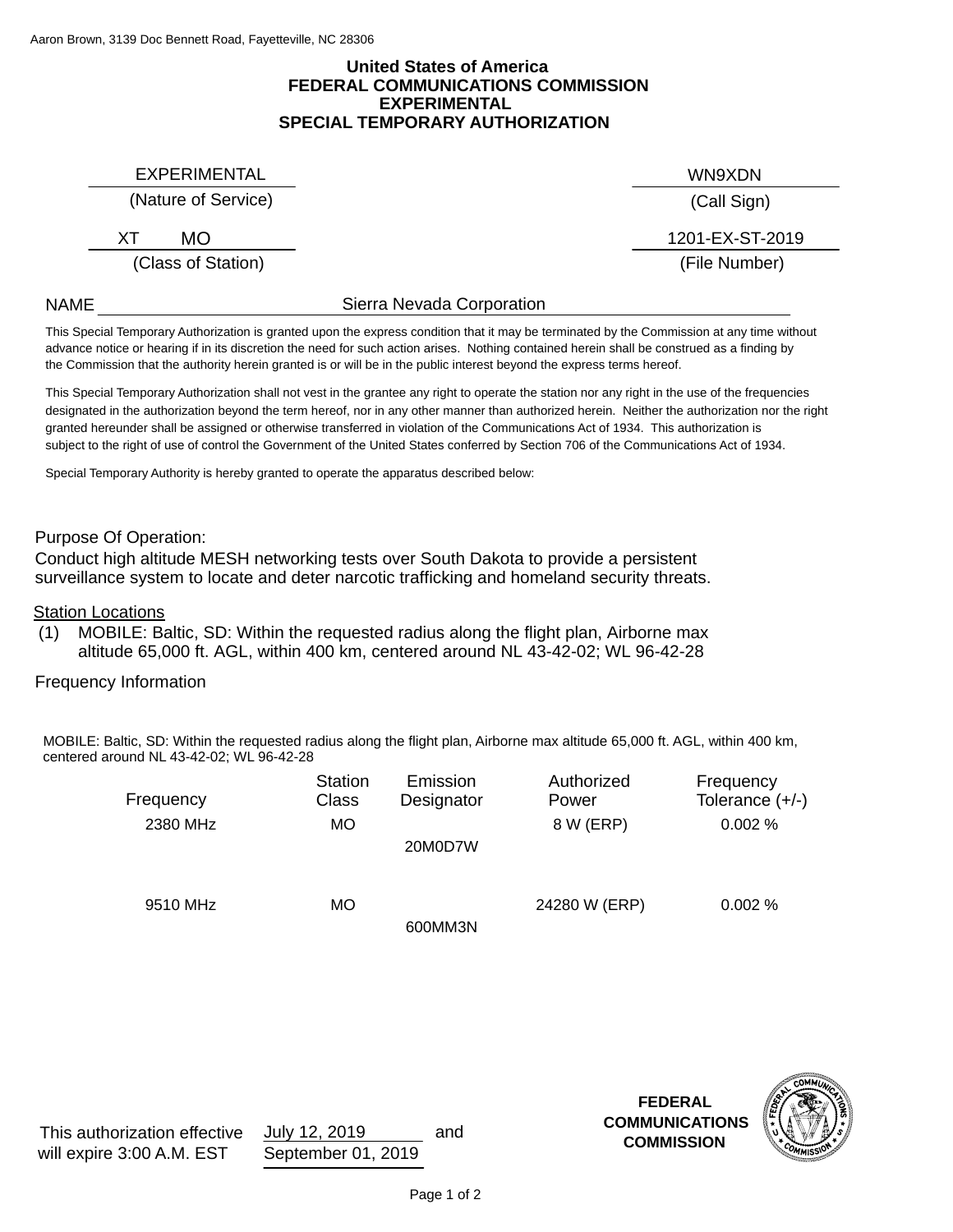Aaron Brown, 3139 Doc Bennett Road, Fayetteville, NC 28306

# United States of America
# FEDERAL COMMUNICATIONS COMMISSION
# EXPERIMENTAL
# SPECIAL TEMPORARY AUTHORIZATION

| | |
|---|---|
| EXPERIMENTAL | WN9XDN |
| (Nature of Service) | (Call Sign) |
| XT MO | 1201-EX-ST-2019 |
| (Class of Station) | (File Number) |

NAME Sierra Nevada Corporation

This Special Temporary Authorization is granted upon the express condition that it may be terminated by the Commission at any time without advance notice or hearing if in its discretion the need for such action arises. Nothing contained herein shall be construed as a finding by the Commission that the authority herein granted is or will be in the public interest beyond the express terms hereof.

This Special Temporary Authorization shall not vest in the grantee any right to operate the station nor any right in the use of the frequencies designated in the authorization beyond the term hereof, nor in any other manner than authorized herein. Neither the authorization nor the right granted hereunder shall be assigned or otherwise transferred in violation of the Communications Act of 1934. This authorization is subject to the right of use of control the Government of the United States conferred by Section 706 of the Communications Act of 1934.

Special Temporary Authority is hereby granted to operate the apparatus described below:

Purpose Of Operation:
Conduct high altitude MESH networking tests over South Dakota to provide a persistent surveillance system to locate and deter narcotic trafficking and homeland security threats.

Station Locations
(1) MOBILE: Baltic, SD: Within the requested radius along the flight plan, Airborne max altitude 65,000 ft. AGL, within 400 km, centered around NL 43-42-02; WL 96-42-28

Frequency Information

MOBILE: Baltic, SD: Within the requested radius along the flight plan, Airborne max altitude 65,000 ft. AGL, within 400 km, centered around NL 43-42-02; WL 96-42-28

| Frequency | Station Class | Emission Designator | Authorized Power | Frequency Tolerance (+/-) |
|---|---|---|---|---|
| 2380 MHz | MO | 20M0D7W | 8 W (ERP) | 0.002 % |
| 9510 MHz | MO | 600MM3N | 24280 W (ERP) | 0.002 % |

This authorization effective July 12, 2019 and will expire 3:00 A.M. EST September 01, 2019

FEDERAL COMMUNICATIONS COMMISSION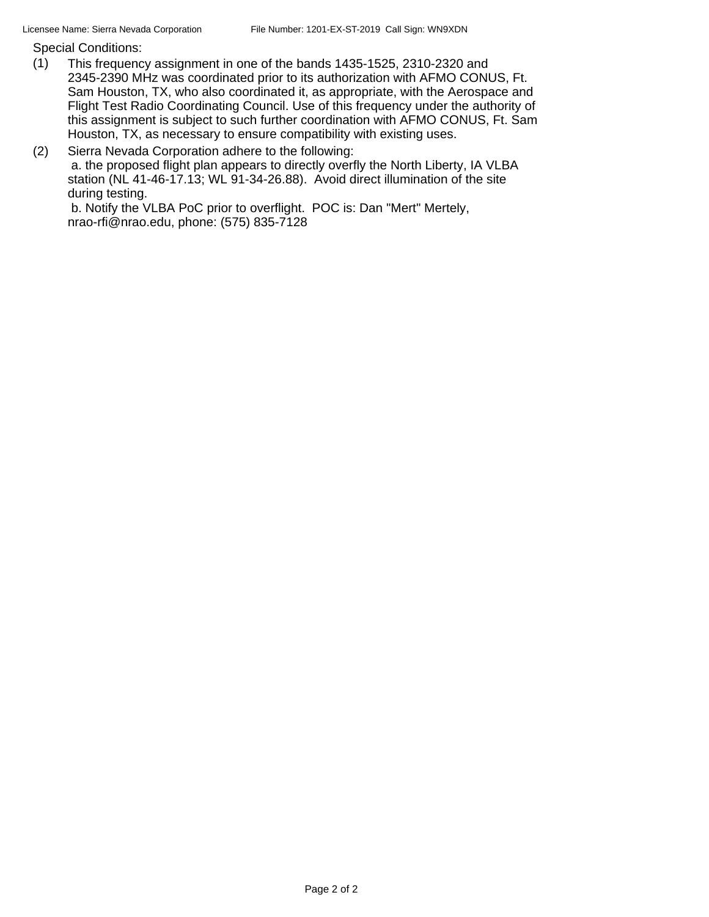Special Conditions:

(1) This frequency assignment in one of the bands 1435-1525, 2310-2320 and 2345-2390 MHz was coordinated prior to its authorization with AFMO CONUS, Ft. Sam Houston, TX, who also coordinated it, as appropriate, with the Aerospace and Flight Test Radio Coordinating Council. Use of this frequency under the authority of this assignment is subject to such further coordination with AFMO CONUS, Ft. Sam Houston, TX, as necessary to ensure compatibility with existing uses.

(2) Sierra Nevada Corporation adhere to the following:
 a. the proposed flight plan appears to directly overfly the North Liberty, IA VLBA station (NL 41-46-17.13; WL 91-34-26.88). Avoid direct illumination of the site during testing.
 b. Notify the VLBA PoC prior to overflight. POC is: Dan "Mert" Mertely, nrao-rfi@nrao.edu, phone: (575) 835-7128